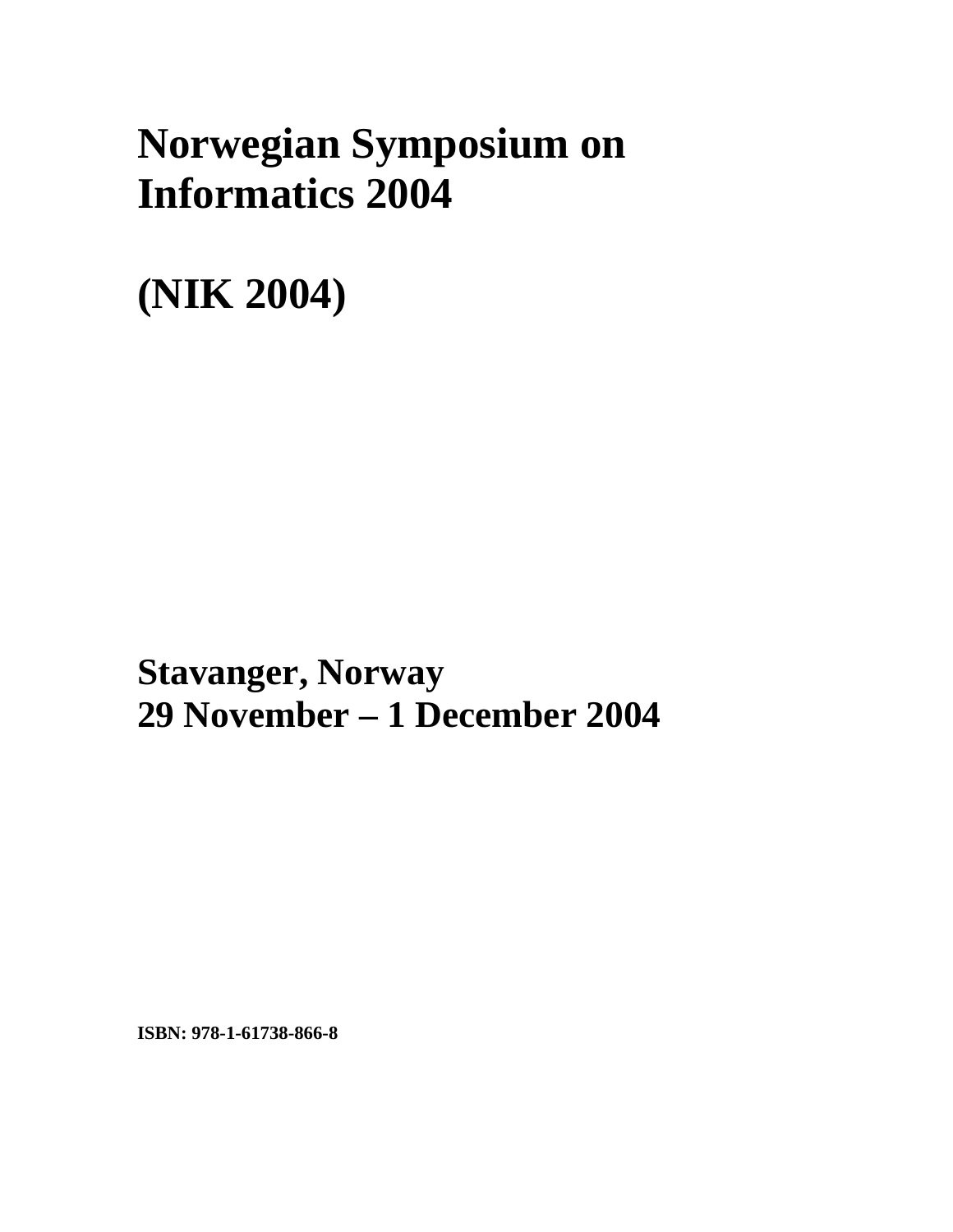# Norwegian Symposium on Informatics 2004

# (NIK 2004)

**Stavanger, Norway**
**29 November – 1 December 2004**

**ISBN: 978-1-61738-866-8**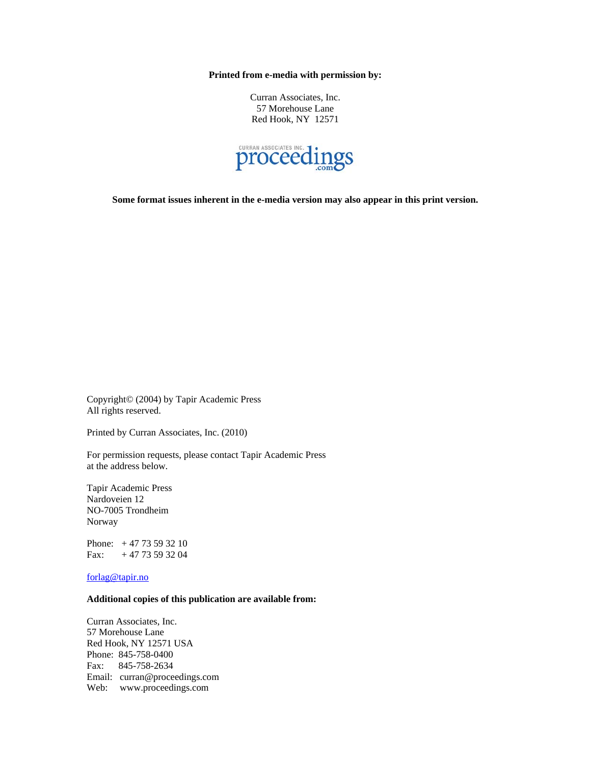**Printed from e-media with permission by:**

Curran Associates, Inc.
57 Morehouse Lane
Red Hook, NY 12571

**Some format issues inherent in the e-media version may also appear in this print version.**

Copyright© (2004) by Tapir Academic Press
All rights reserved.

Printed by Curran Associates, Inc. (2010)

For permission requests, please contact Tapir Academic Press
at the address below.

Tapir Academic Press
Nardoveien 12
NO-7005 Trondheim
Norway

Phone: + 47 73 59 32 10
Fax: + 47 73 59 32 04

forlag@tapir.no

**Additional copies of this publication are available from:**

Curran Associates, Inc.
57 Morehouse Lane
Red Hook, NY 12571 USA
Phone: 845-758-0400
Fax: 845-758-2634
Email: curran@proceedings.com
Web: www.proceedings.com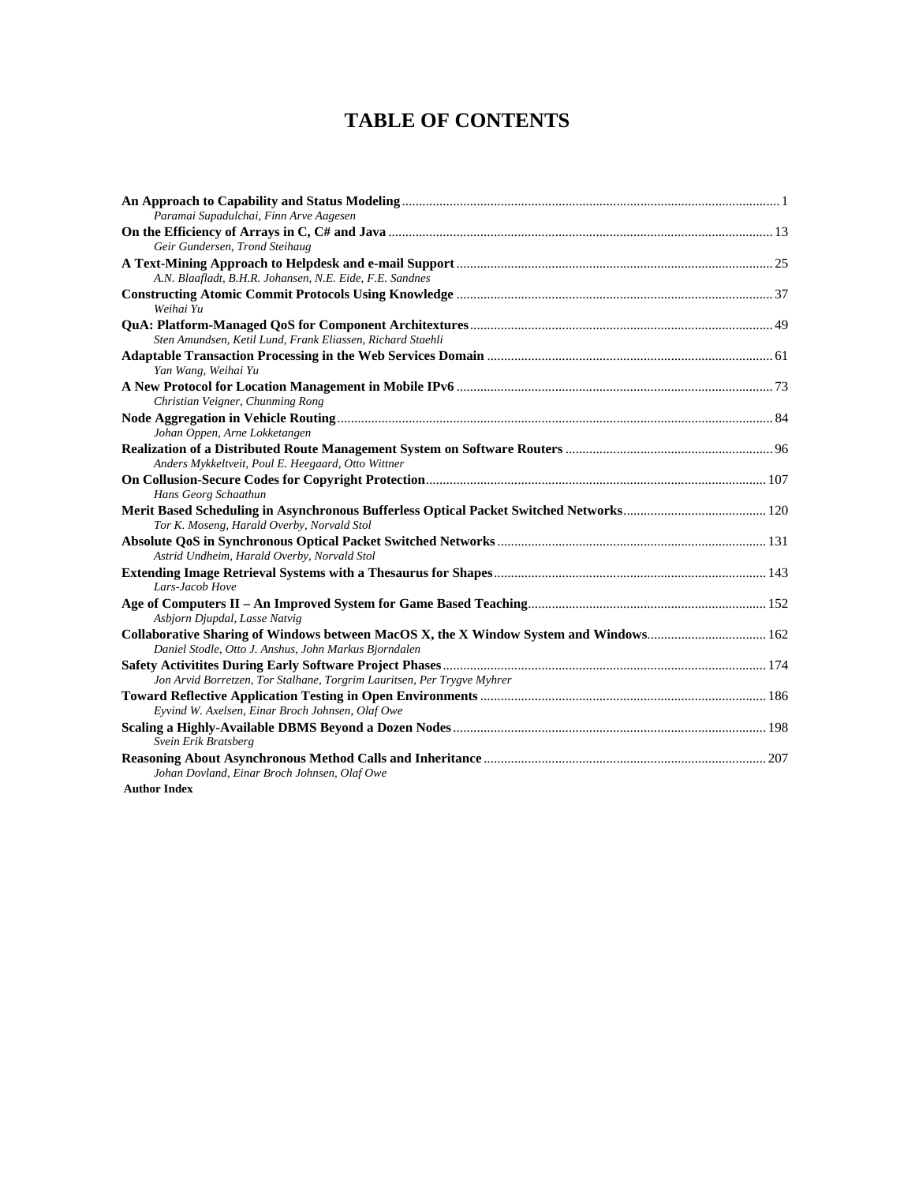# TABLE OF CONTENTS

**An Approach to Capability and Status Modeling** ..... 1
*Paramai Supadulchai, Finn Arve Aagesen*

**On the Efficiency of Arrays in C, C# and Java** ..... 13
*Geir Gundersen, Trond Steihaug*

**A Text-Mining Approach to Helpdesk and e-mail Support** ..... 25
*A.N. Blaafladt, B.H.R. Johansen, N.E. Eide, F.E. Sandnes*

**Constructing Atomic Commit Protocols Using Knowledge** ..... 37
*Weihai Yu*

**QuA: Platform-Managed QoS for Component Architextures** ..... 49
*Sten Amundsen, Ketil Lund, Frank Eliassen, Richard Staehli*

**Adaptable Transaction Processing in the Web Services Domain** ..... 61
*Yan Wang, Weihai Yu*

**A New Protocol for Location Management in Mobile IPv6** ..... 73
*Christian Veigner, Chunming Rong*

**Node Aggregation in Vehicle Routing** ..... 84
*Johan Oppen, Arne Lokketangen*

**Realization of a Distributed Route Management System on Software Routers** ..... 96
*Anders Mykkeltveit, Poul E. Heegaard, Otto Wittner*

**On Collusion-Secure Codes for Copyright Protection** ..... 107
*Hans Georg Schaathun*

**Merit Based Scheduling in Asynchronous Bufferless Optical Packet Switched Networks** ..... 120
*Tor K. Moseng, Harald Overby, Norvald Stol*

**Absolute QoS in Synchronous Optical Packet Switched Networks** ..... 131
*Astrid Undheim, Harald Overby, Norvald Stol*

**Extending Image Retrieval Systems with a Thesaurus for Shapes** ..... 143
*Lars-Jacob Hove*

**Age of Computers II – An Improved System for Game Based Teaching** ..... 152
*Asbjorn Djupdal, Lasse Natvig*

**Collaborative Sharing of Windows between MacOS X, the X Window System and Windows** ..... 162
*Daniel Stodle, Otto J. Anshus, John Markus Bjorndalen*

**Safety Activitites During Early Software Project Phases** ..... 174
*Jon Arvid Borretzen, Tor Stalhane, Torgrim Lauritsen, Per Trygve Myhrer*

**Toward Reflective Application Testing in Open Environments** ..... 186
*Eyvind W. Axelsen, Einar Broch Johnsen, Olaf Owe*

**Scaling a Highly-Available DBMS Beyond a Dozen Nodes** ..... 198
*Svein Erik Bratsberg*

**Reasoning About Asynchronous Method Calls and Inheritance** ..... 207
*Johan Dovland, Einar Broch Johnsen, Olaf Owe*

**Author Index**